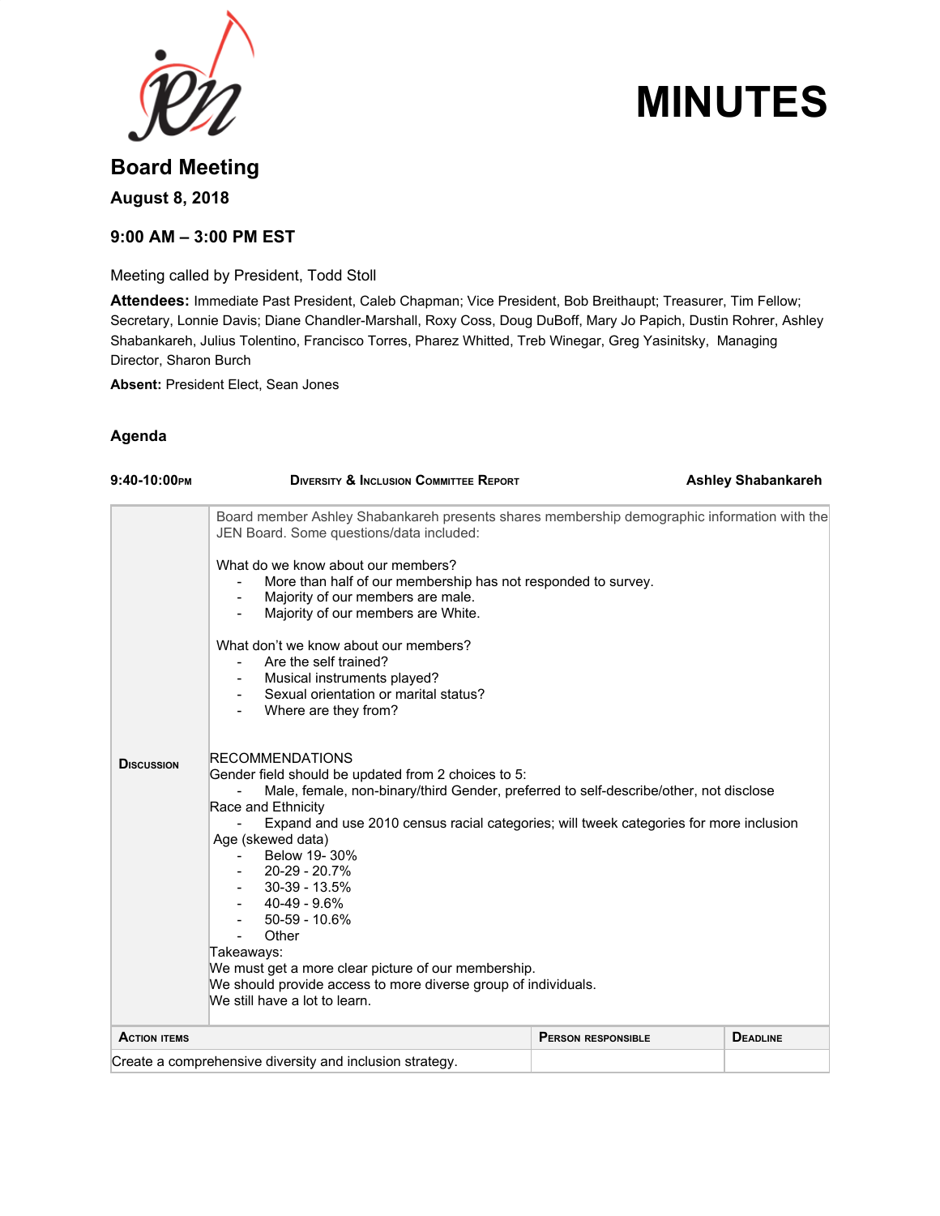# MINUTES

## Board Meeting

### August 8, 2018

### 9:00 AM – 3:00 PM EST

Meeting called by President, Todd Stoll

**Attendees:** Immediate Past President, Caleb Chapman; Vice President, Bob Breithaupt; Treasurer, Tim Fellow; Secretary, Lonnie Davis; Diane Chandler-Marshall, Roxy Coss, Doug DuBoff, Mary Jo Papich, Dustin Rohrer, Ashley Shabankareh, Julius Tolentino, Francisco Torres, Pharez Whitted, Treb Winegar, Greg Yasinitsky, Managing Director, Sharon Burch

**Absent:** President Elect, Sean Jones

### Agenda

**9:40-10:00PM** | **Diversity & Inclusion Committee Report** | **Ashley Shabankareh**

**Discussion**

Board member Ashley Shabankareh presents shares membership demographic information with the JEN Board. Some questions/data included:

What do we know about our members?

- More than half of our membership has not responded to survey.
- Majority of our members are male.
- Majority of our members are White.

What don't we know about our members?

- Are the self trained?
- Musical instruments played?
- Sexual orientation or marital status?
- Where are they from?

RECOMMENDATIONS

Gender field should be updated from 2 choices to 5:

- Male, female, non-binary/third Gender, preferred to self-describe/other, not disclose

Race and Ethnicity

- Expand and use 2010 census racial categories; will tweek categories for more inclusion

Age (skewed data)

- Below 19- 30%
- 20-29 - 20.7%
- 30-39 - 13.5%
- 40-49 - 9.6%
- 50-59 - 10.6%
- Other

Takeaways:

We must get a more clear picture of our membership.

We should provide access to more diverse group of individuals.

We still have a lot to learn.

| Action items | Person responsible | Deadline |
|---|---|---|
| Create a comprehensive diversity and inclusion strategy. | | |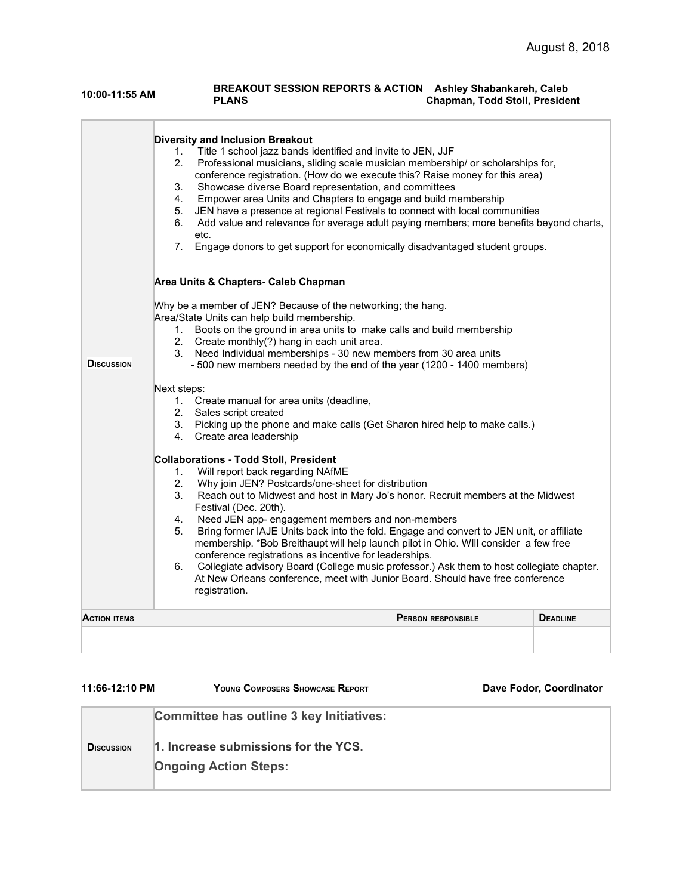August 8, 2018

| 10:00-11:55 AM | BREAKOUT SESSION REPORTS & ACTION PLANS | Ashley Shabankareh, Caleb Chapman, Todd Stoll, President |
|---|---|---|

**Discussion**

**Diversity and Inclusion Breakout**

1. Title 1 school jazz bands identified and invite to JEN, JJF
2. Professional musicians, sliding scale musician membership/ or scholarships for, conference registration. (How do we execute this? Raise money for this area)
3. Showcase diverse Board representation, and committees
4. Empower area Units and Chapters to engage and build membership
5. JEN have a presence at regional Festivals to connect with local communities
6. Add value and relevance for average adult paying members; more benefits beyond charts, etc.
7. Engage donors to get support for economically disadvantaged student groups.

**Area Units & Chapters- Caleb Chapman**

Why be a member of JEN? Because of the networking; the hang.
Area/State Units can help build membership.

1. Boots on the ground in area units to make calls and build membership
2. Create monthly(?) hang in each unit area.
3. Need Individual memberships - 30 new members from 30 area units
   - 500 new members needed by the end of the year (1200 - 1400 members)

Next steps:

1. Create manual for area units (deadline,
2. Sales script created
3. Picking up the phone and make calls (Get Sharon hired help to make calls.)
4. Create area leadership

**Collaborations - Todd Stoll, President**

1. Will report back regarding NAfME
2. Why join JEN? Postcards/one-sheet for distribution
3. Reach out to Midwest and host in Mary Jo's honor. Recruit members at the Midwest Festival (Dec. 20th).
4. Need JEN app- engagement members and non-members
5. Bring former IAJE Units back into the fold. Engage and convert to JEN unit, or affiliate membership. *Bob Breithaupt will help launch pilot in Ohio. WIll consider a few free conference registrations as incentive for leaderships.
6. Collegiate advisory Board (College music professor.) Ask them to host collegiate chapter. At New Orleans conference, meet with Junior Board. Should have free conference registration.

| Action items | Person responsible | Deadline |
|---|---|---|
| | | |

| 11:66-12:10 PM | Young Composers Showcase Report | Dave Fodor, Coordinator |
|---|---|---|

**Discussion**

**Committee has outline 3 key Initiatives:**

**1. Increase submissions for the YCS.**

**Ongoing Action Steps:**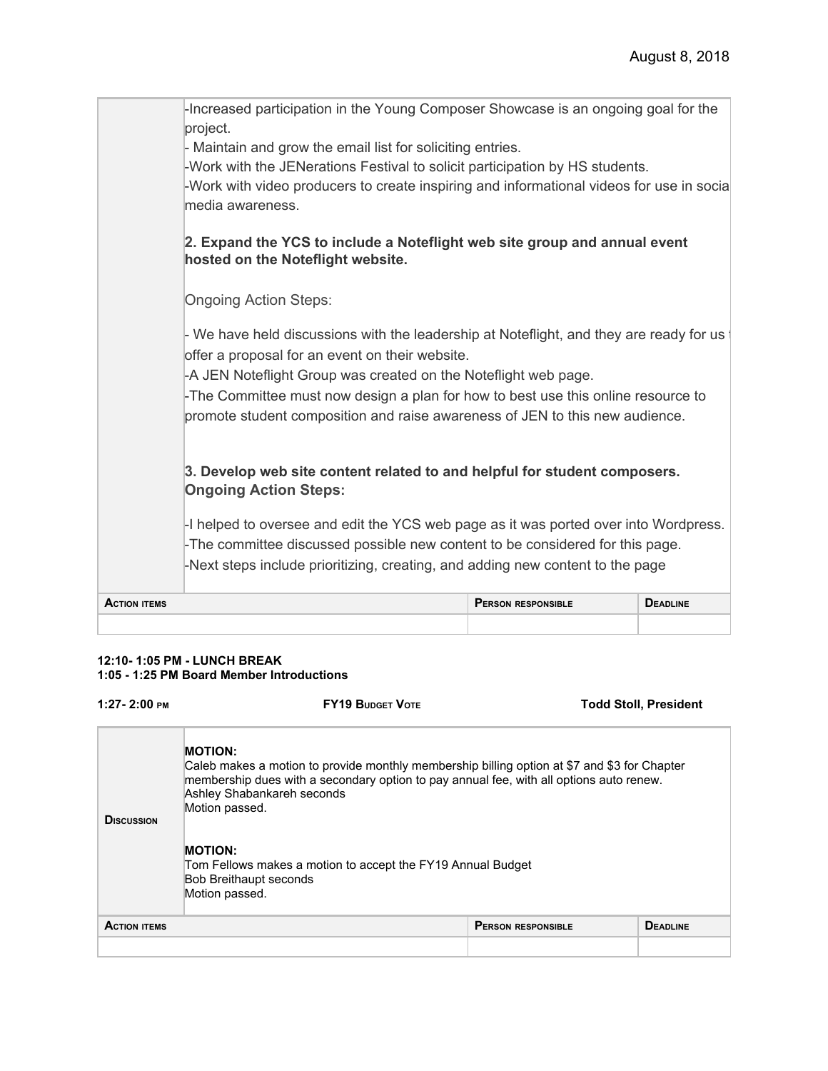-Increased participation in the Young Composer Showcase is an ongoing goal for the project.
- Maintain and grow the email list for soliciting entries.
-Work with the JENerations Festival to solicit participation by HS students.
-Work with video producers to create inspiring and informational videos for use in socia media awareness.

**2. Expand the YCS to include a Noteflight web site group and annual event hosted on the Noteflight website.**

Ongoing Action Steps:

- We have held discussions with the leadership at Noteflight, and they are ready for us t offer a proposal for an event on their website.
-A JEN Noteflight Group was created on the Noteflight web page.
-The Committee must now design a plan for how to best use this online resource to promote student composition and raise awareness of JEN to this new audience.

**3. Develop web site content related to and helpful for student composers.**
**Ongoing Action Steps:**

-I helped to oversee and edit the YCS web page as it was ported over into Wordpress.
-The committee discussed possible new content to be considered for this page.
-Next steps include prioritizing, creating, and adding new content to the page

| Action items | Person responsible | Deadline |
|---|---|---|
| | | |

**12:10- 1:05 PM - LUNCH BREAK**
**1:05 - 1:25 PM Board Member Introductions**

**1:27- 2:00 PM** **FY19 Budget Vote** **Todd Stoll, President**

**Discussion**

**MOTION:**
Caleb makes a motion to provide monthly membership billing option at $7 and $3 for Chapter membership dues with a secondary option to pay annual fee, with all options auto renew.
Ashley Shabankareh seconds
Motion passed.

**MOTION:**
Tom Fellows makes a motion to accept the FY19 Annual Budget
Bob Breithaupt seconds
Motion passed.

| Action items | Person responsible | Deadline |
|---|---|---|
| | | |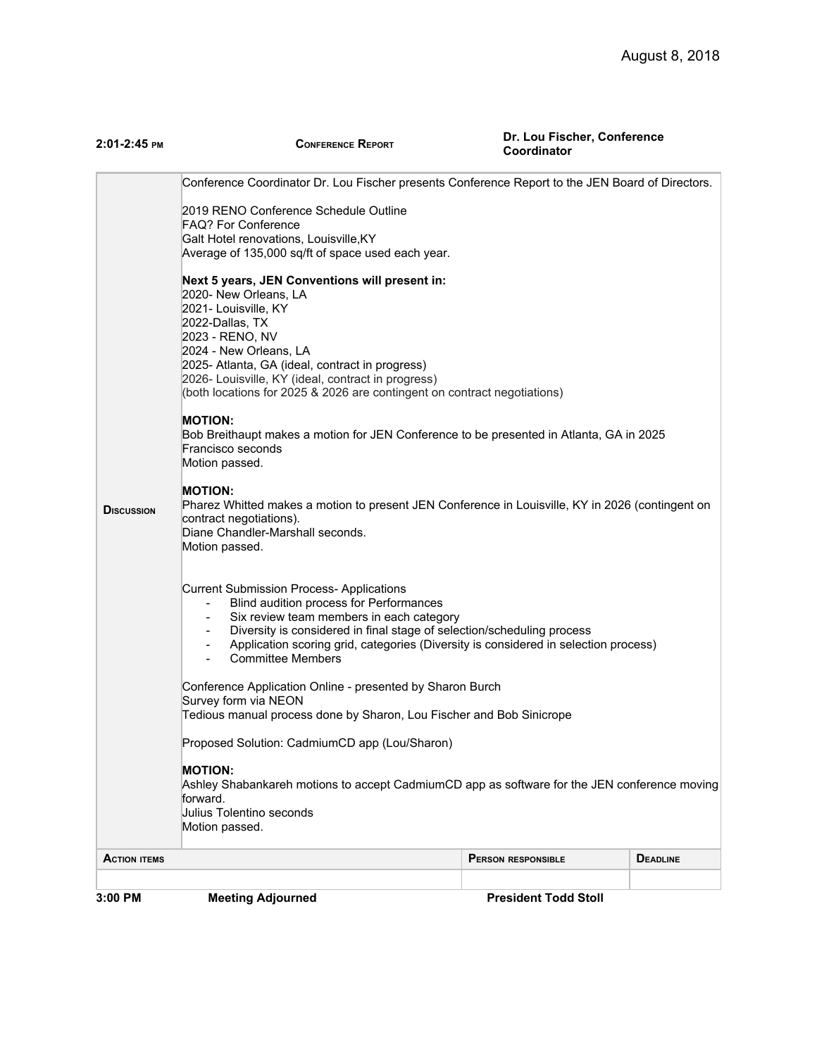August 8, 2018

| 2:01-2:45 PM | CONFERENCE REPORT | Dr. Lou Fischer, Conference Coordinator | |
|---|---|---|---|

**DISCUSSION**

Conference Coordinator Dr. Lou Fischer presents Conference Report to the JEN Board of Directors.

2019 RENO Conference Schedule Outline
FAQ? For Conference
Galt Hotel renovations, Louisville,KY
Average of 135,000 sq/ft of space used each year.

**Next 5 years, JEN Conventions will present in:**
2020- New Orleans, LA
2021- Louisville, KY
2022-Dallas, TX
2023 - RENO, NV
2024 - New Orleans, LA
2025- Atlanta, GA (ideal, contract in progress)
2026- Louisville, KY (ideal, contract in progress)
(both locations for 2025 & 2026 are contingent on contract negotiations)

**MOTION:**
Bob Breithaupt makes a motion for JEN Conference to be presented in Atlanta, GA in 2025
Francisco seconds
Motion passed.

**MOTION:**
Pharez Whitted makes a motion to present JEN Conference in Louisville, KY in 2026 (contingent on contract negotiations).
Diane Chandler-Marshall seconds.
Motion passed.

Current Submission Process- Applications

- Blind audition process for Performances
- Six review team members in each category
- Diversity is considered in final stage of selection/scheduling process
- Application scoring grid, categories (Diversity is considered in selection process)
- Committee Members

Conference Application Online - presented by Sharon Burch
Survey form via NEON
Tedious manual process done by Sharon, Lou Fischer and Bob Sinicrope

Proposed Solution: CadmiumCD app (Lou/Sharon)

**MOTION:**
Ashley Shabankareh motions to accept CadmiumCD app as software for the JEN conference moving forward.
Julius Tolentino seconds
Motion passed.

| ACTION ITEMS | PERSON RESPONSIBLE | DEADLINE |
|---|---|---|
| | | |

| 3:00 PM | Meeting Adjourned | President Todd Stoll |
|---|---|---|